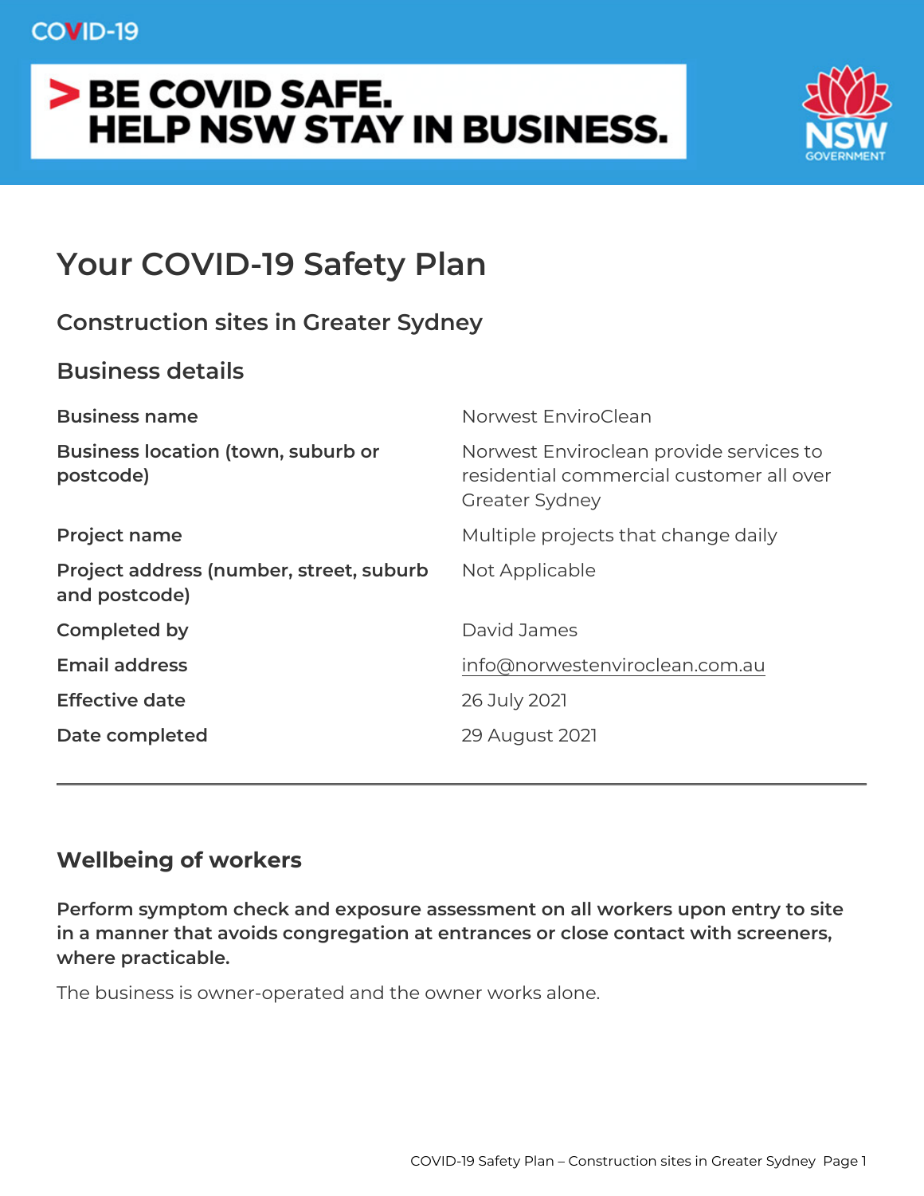COVID-19

**> BE COVID SAFE. HELP NSW STAY IN BUSINESS.**

# Your COVID-19 Safety Plan

## Construction sites in Greater Sydney

## Business details

| | |
|---|---|
| **Business name** | Norwest EnviroClean |
| **Business location (town, suburb or postcode)** | Norwest Enviroclean provide services to residential commercial customer all over Greater Sydney |
| **Project name** | Multiple projects that change daily |
| **Project address (number, street, suburb and postcode)** | Not Applicable |
| **Completed by** | David James |
| **Email address** | info@norwestenviroclean.com.au |
| **Effective date** | 26 July 2021 |
| **Date completed** | 29 August 2021 |

---

## Wellbeing of workers

**Perform symptom check and exposure assessment on all workers upon entry to site in a manner that avoids congregation at entrances or close contact with screeners, where practicable.**

The business is owner-operated and the owner works alone.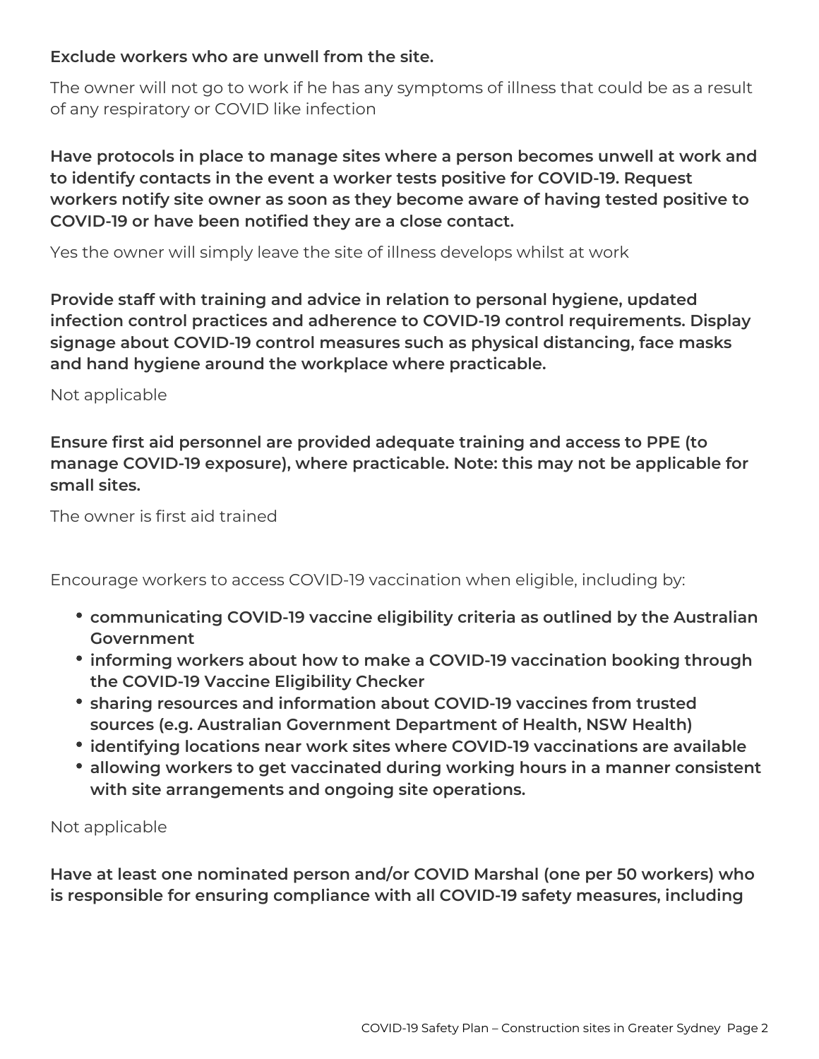**Exclude workers who are unwell from the site.**

The owner will not go to work if he has any symptoms of illness that could be as a result of any respiratory or COVID like infection

**Have protocols in place to manage sites where a person becomes unwell at work and to identify contacts in the event a worker tests positive for COVID-19. Request workers notify site owner as soon as they become aware of having tested positive to COVID-19 or have been notified they are a close contact.**

Yes the owner will simply leave the site of illness develops whilst at work

**Provide staff with training and advice in relation to personal hygiene, updated infection control practices and adherence to COVID-19 control requirements. Display signage about COVID-19 control measures such as physical distancing, face masks and hand hygiene around the workplace where practicable.**

Not applicable

**Ensure first aid personnel are provided adequate training and access to PPE (to manage COVID-19 exposure), where practicable. Note: this may not be applicable for small sites.**

The owner is first aid trained

Encourage workers to access COVID-19 vaccination when eligible, including by:

- **communicating COVID-19 vaccine eligibility criteria as outlined by the Australian Government**
- **informing workers about how to make a COVID-19 vaccination booking through the COVID-19 Vaccine Eligibility Checker**
- **sharing resources and information about COVID-19 vaccines from trusted sources (e.g. Australian Government Department of Health, NSW Health)**
- **identifying locations near work sites where COVID-19 vaccinations are available**
- **allowing workers to get vaccinated during working hours in a manner consistent with site arrangements and ongoing site operations.**

Not applicable

**Have at least one nominated person and/or COVID Marshal (one per 50 workers) who is responsible for ensuring compliance with all COVID-19 safety measures, including**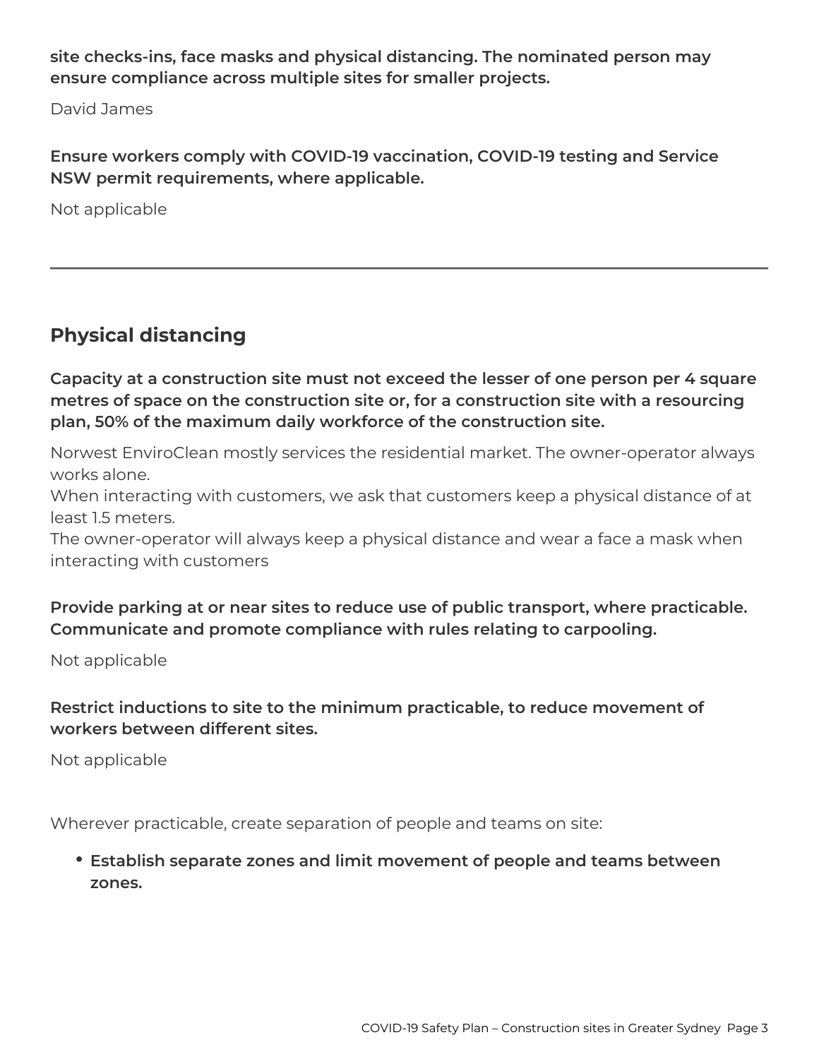**site checks-ins, face masks and physical distancing. The nominated person may ensure compliance across multiple sites for smaller projects.**

David James

**Ensure workers comply with COVID-19 vaccination, COVID-19 testing and Service NSW permit requirements, where applicable.**

Not applicable

---

## Physical distancing

**Capacity at a construction site must not exceed the lesser of one person per 4 square metres of space on the construction site or, for a construction site with a resourcing plan, 50% of the maximum daily workforce of the construction site.**

Norwest EnviroClean mostly services the residential market. The owner-operator always works alone.
When interacting with customers, we ask that customers keep a physical distance of at least 1.5 meters.
The owner-operator will always keep a physical distance and wear a face a mask when interacting with customers

**Provide parking at or near sites to reduce use of public transport, where practicable. Communicate and promote compliance with rules relating to carpooling.**

Not applicable

**Restrict inductions to site to the minimum practicable, to reduce movement of workers between different sites.**

Not applicable

Wherever practicable, create separation of people and teams on site:

- **Establish separate zones and limit movement of people and teams between zones.**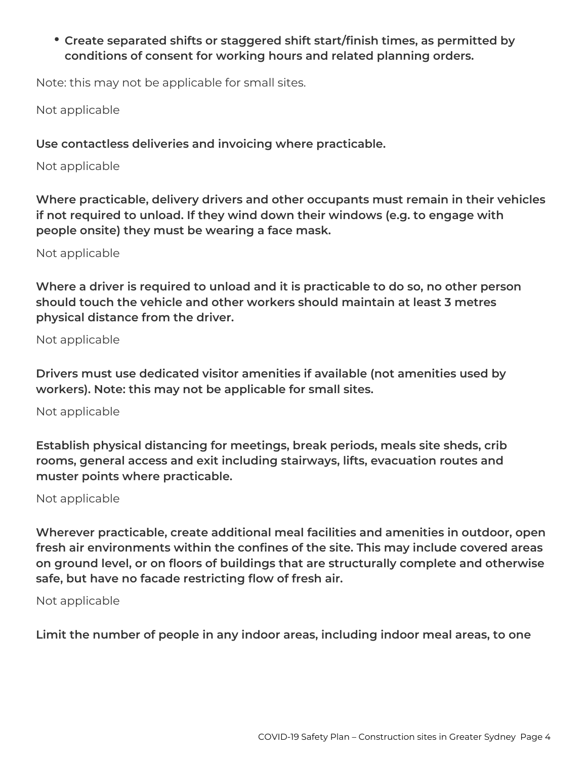- **Create separated shifts or staggered shift start/finish times, as permitted by conditions of consent for working hours and related planning orders.**

Note: this may not be applicable for small sites.

Not applicable

**Use contactless deliveries and invoicing where practicable.**

Not applicable

**Where practicable, delivery drivers and other occupants must remain in their vehicles if not required to unload. If they wind down their windows (e.g. to engage with people onsite) they must be wearing a face mask.**

Not applicable

**Where a driver is required to unload and it is practicable to do so, no other person should touch the vehicle and other workers should maintain at least 3 metres physical distance from the driver.**

Not applicable

**Drivers must use dedicated visitor amenities if available (not amenities used by workers). Note: this may not be applicable for small sites.**

Not applicable

**Establish physical distancing for meetings, break periods, meals site sheds, crib rooms, general access and exit including stairways, lifts, evacuation routes and muster points where practicable.**

Not applicable

**Wherever practicable, create additional meal facilities and amenities in outdoor, open fresh air environments within the confines of the site. This may include covered areas on ground level, or on floors of buildings that are structurally complete and otherwise safe, but have no facade restricting flow of fresh air.**

Not applicable

**Limit the number of people in any indoor areas, including indoor meal areas, to one**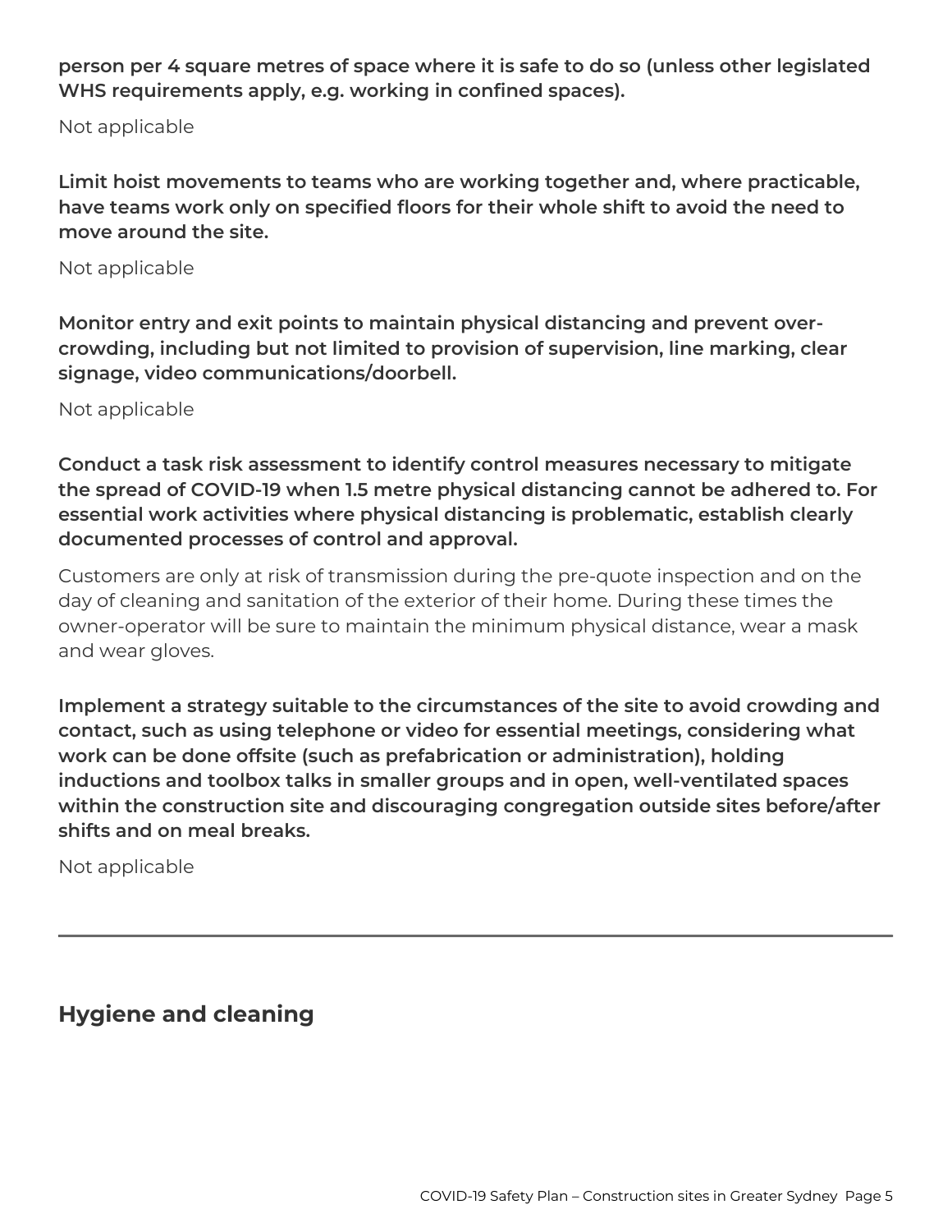**person per 4 square metres of space where it is safe to do so (unless other legislated WHS requirements apply, e.g. working in confined spaces).**

Not applicable

**Limit hoist movements to teams who are working together and, where practicable, have teams work only on specified floors for their whole shift to avoid the need to move around the site.**

Not applicable

**Monitor entry and exit points to maintain physical distancing and prevent over-crowding, including but not limited to provision of supervision, line marking, clear signage, video communications/doorbell.**

Not applicable

**Conduct a task risk assessment to identify control measures necessary to mitigate the spread of COVID-19 when 1.5 metre physical distancing cannot be adhered to. For essential work activities where physical distancing is problematic, establish clearly documented processes of control and approval.**

Customers are only at risk of transmission during the pre-quote inspection and on the day of cleaning and sanitation of the exterior of their home. During these times the owner-operator will be sure to maintain the minimum physical distance, wear a mask and wear gloves.

**Implement a strategy suitable to the circumstances of the site to avoid crowding and contact, such as using telephone or video for essential meetings, considering what work can be done offsite (such as prefabrication or administration), holding inductions and toolbox talks in smaller groups and in open, well-ventilated spaces within the construction site and discouraging congregation outside sites before/after shifts and on meal breaks.**

Not applicable

---

## Hygiene and cleaning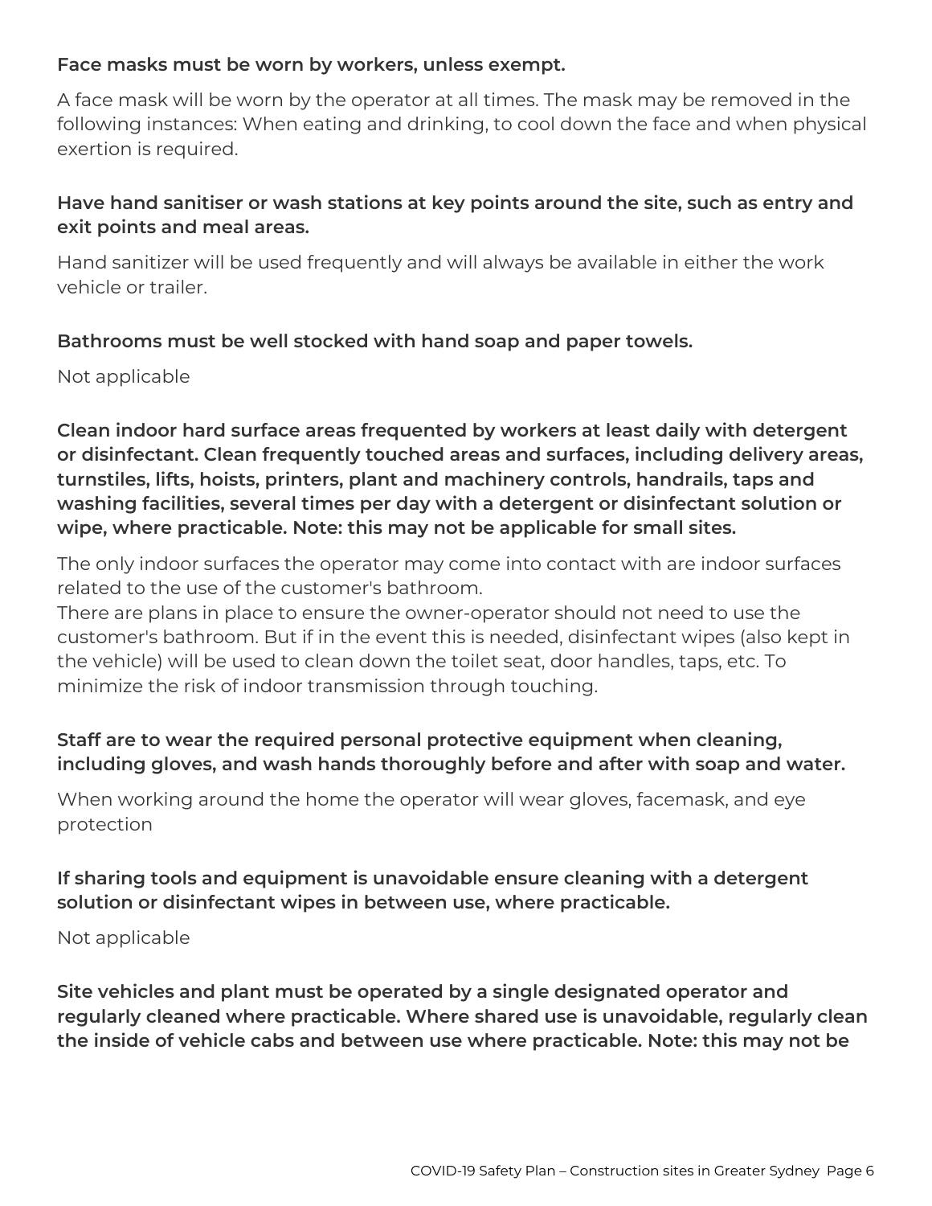**Face masks must be worn by workers, unless exempt.**

A face mask will be worn by the operator at all times. The mask may be removed in the following instances: When eating and drinking, to cool down the face and when physical exertion is required.

**Have hand sanitiser or wash stations at key points around the site, such as entry and exit points and meal areas.**

Hand sanitizer will be used frequently and will always be available in either the work vehicle or trailer.

**Bathrooms must be well stocked with hand soap and paper towels.**

Not applicable

**Clean indoor hard surface areas frequented by workers at least daily with detergent or disinfectant. Clean frequently touched areas and surfaces, including delivery areas, turnstiles, lifts, hoists, printers, plant and machinery controls, handrails, taps and washing facilities, several times per day with a detergent or disinfectant solution or wipe, where practicable. Note: this may not be applicable for small sites.**

The only indoor surfaces the operator may come into contact with are indoor surfaces related to the use of the customer's bathroom.
There are plans in place to ensure the owner-operator should not need to use the customer's bathroom. But if in the event this is needed, disinfectant wipes (also kept in the vehicle) will be used to clean down the toilet seat, door handles, taps, etc. To minimize the risk of indoor transmission through touching.

**Staff are to wear the required personal protective equipment when cleaning, including gloves, and wash hands thoroughly before and after with soap and water.**

When working around the home the operator will wear gloves, facemask, and eye protection

**If sharing tools and equipment is unavoidable ensure cleaning with a detergent solution or disinfectant wipes in between use, where practicable.**

Not applicable

**Site vehicles and plant must be operated by a single designated operator and regularly cleaned where practicable. Where shared use is unavoidable, regularly clean the inside of vehicle cabs and between use where practicable. Note: this may not be**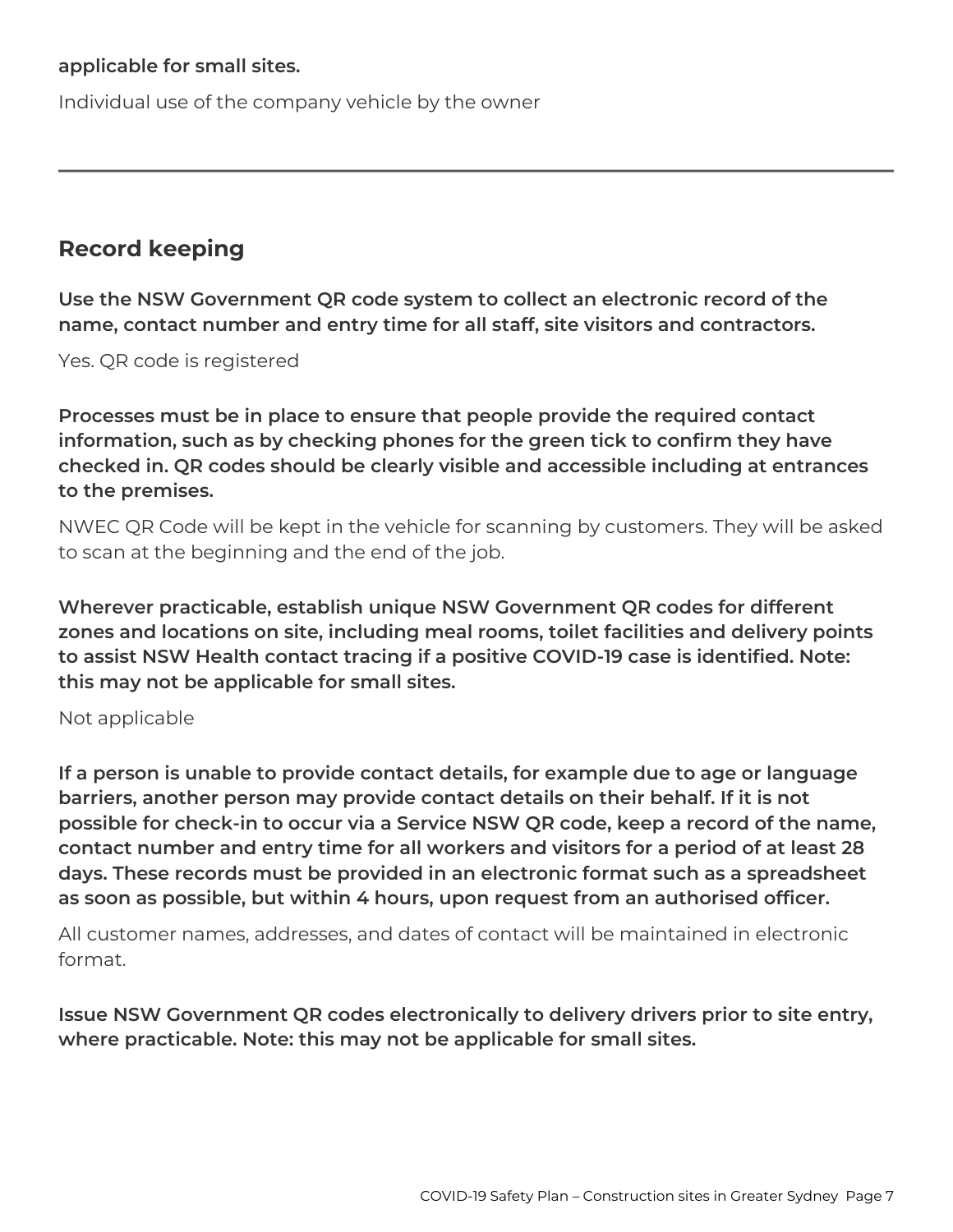**applicable for small sites.**

Individual use of the company vehicle by the owner

---

## Record keeping

**Use the NSW Government QR code system to collect an electronic record of the name, contact number and entry time for all staff, site visitors and contractors.**

Yes. QR code is registered

**Processes must be in place to ensure that people provide the required contact information, such as by checking phones for the green tick to confirm they have checked in. QR codes should be clearly visible and accessible including at entrances to the premises.**

NWEC QR Code will be kept in the vehicle for scanning by customers. They will be asked to scan at the beginning and the end of the job.

**Wherever practicable, establish unique NSW Government QR codes for different zones and locations on site, including meal rooms, toilet facilities and delivery points to assist NSW Health contact tracing if a positive COVID-19 case is identified. Note: this may not be applicable for small sites.**

Not applicable

**If a person is unable to provide contact details, for example due to age or language barriers, another person may provide contact details on their behalf. If it is not possible for check-in to occur via a Service NSW QR code, keep a record of the name, contact number and entry time for all workers and visitors for a period of at least 28 days. These records must be provided in an electronic format such as a spreadsheet as soon as possible, but within 4 hours, upon request from an authorised officer.**

All customer names, addresses, and dates of contact will be maintained in electronic format.

**Issue NSW Government QR codes electronically to delivery drivers prior to site entry, where practicable. Note: this may not be applicable for small sites.**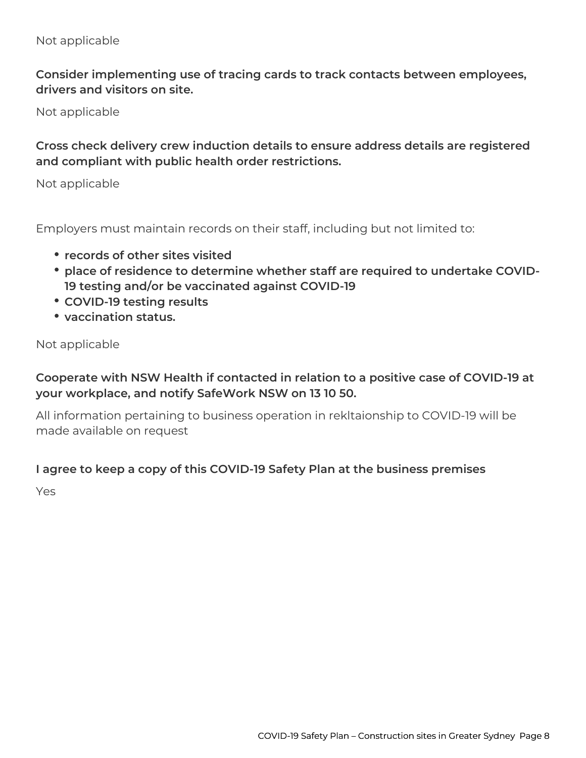Not applicable

**Consider implementing use of tracing cards to track contacts between employees, drivers and visitors on site.**

Not applicable

**Cross check delivery crew induction details to ensure address details are registered and compliant with public health order restrictions.**

Not applicable

Employers must maintain records on their staff, including but not limited to:

- **records of other sites visited**
- **place of residence to determine whether staff are required to undertake COVID-19 testing and/or be vaccinated against COVID-19**
- **COVID-19 testing results**
- **vaccination status.**

Not applicable

**Cooperate with NSW Health if contacted in relation to a positive case of COVID-19 at your workplace, and notify SafeWork NSW on 13 10 50.**

All information pertaining to business operation in rekltaionship to COVID-19 will be made available on request

**I agree to keep a copy of this COVID-19 Safety Plan at the business premises**

Yes